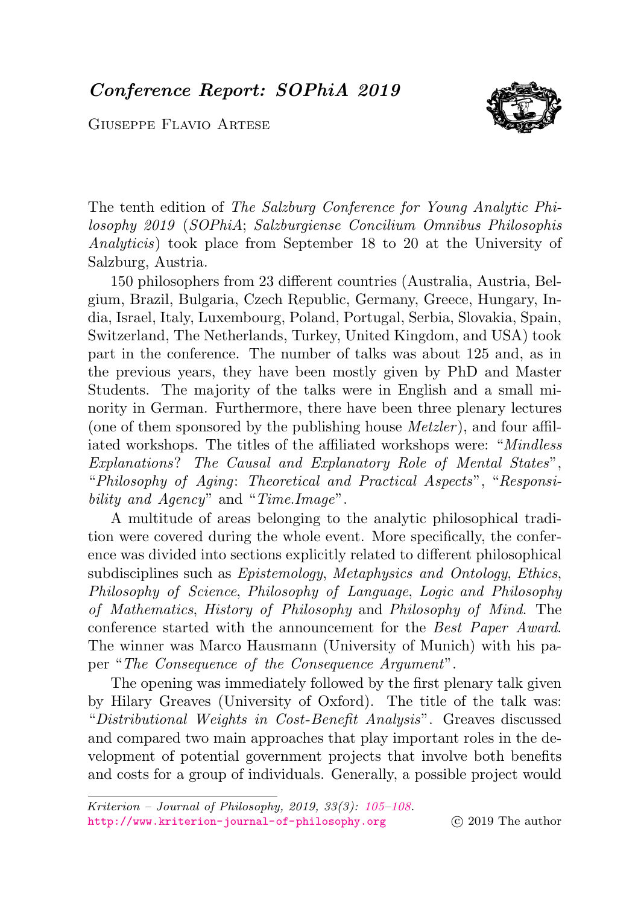# *Conference Report: SOPhiA 2019*

Giuseppe Flavio Artese

The tenth edition of *The Salzburg Conference for Young Analytic Philosophy 2019* (*SOPhiA*; *Salzburgiense Concilium Omnibus Philosophis Analyticis*) took place from September 18 to 20 at the University of Salzburg, Austria.

150 philosophers from 23 different countries (Australia, Austria, Belgium, Brazil, Bulgaria, Czech Republic, Germany, Greece, Hungary, India, Israel, Italy, Luxembourg, Poland, Portugal, Serbia, Slovakia, Spain, Switzerland, The Netherlands, Turkey, United Kingdom, and USA) took part in the conference. The number of talks was about 125 and, as in the previous years, they have been mostly given by PhD and Master Students. The majority of the talks were in English and a small minority in German. Furthermore, there have been three plenary lectures (one of them sponsored by the publishing house *Metzler*), and four affiliated workshops. The titles of the affiliated workshops were: "*Mindless Explanations? The Causal and Explanatory Role of Mental States*", "*Philosophy of Aging: Theoretical and Practical Aspects*", "*Responsibility and Agency*" and "*Time.Image*".

A multitude of areas belonging to the analytic philosophical tradition were covered during the whole event. More specifically, the conference was divided into sections explicitly related to different philosophical subdisciplines such as *Epistemology*, *Metaphysics and Ontology*, *Ethics*, *Philosophy of Science*, *Philosophy of Language*, *Logic and Philosophy of Mathematics*, *History of Philosophy* and *Philosophy of Mind*. The conference started with the announcement for the *Best Paper Award*. The winner was Marco Hausmann (University of Munich) with his paper "*The Consequence of the Consequence Argument*".

The opening was immediately followed by the first plenary talk given by Hilary Greaves (University of Oxford). The title of the talk was: "*Distributional Weights in Cost-Benefit Analysis*". Greaves discussed and compared two main approaches that play important roles in the development of potential government projects that involve both benefits and costs for a group of individuals. Generally, a possible project would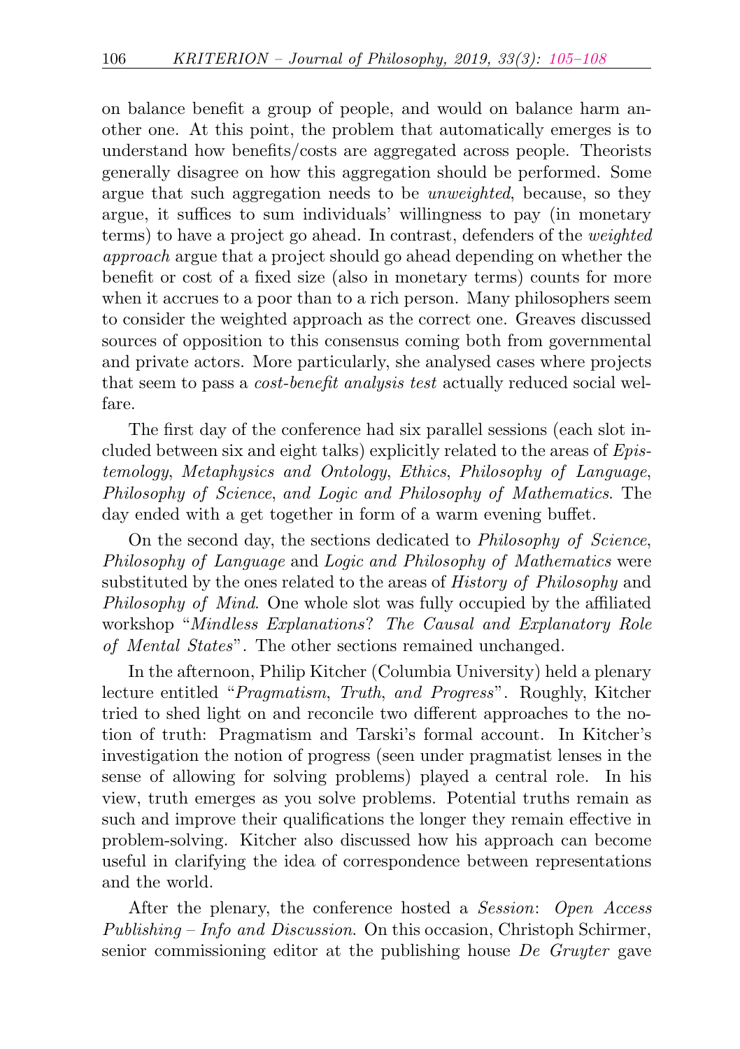on balance benefit a group of people, and would on balance harm another one. At this point, the problem that automatically emerges is to understand how benefits/costs are aggregated across people. Theorists generally disagree on how this aggregation should be performed. Some argue that such aggregation needs to be *unweighted*, because, so they argue, it suffices to sum individuals' willingness to pay (in monetary terms) to have a project go ahead. In contrast, defenders of the *weighted approach* argue that a project should go ahead depending on whether the benefit or cost of a fixed size (also in monetary terms) counts for more when it accrues to a poor than to a rich person. Many philosophers seem to consider the weighted approach as the correct one. Greaves discussed sources of opposition to this consensus coming both from governmental and private actors. More particularly, she analysed cases where projects that seem to pass a *cost-benefit analysis test* actually reduced social welfare.

The first day of the conference had six parallel sessions (each slot included between six and eight talks) explicitly related to the areas of *Epistemology*, *Metaphysics and Ontology*, *Ethics*, *Philosophy of Language*, *Philosophy of Science*, *and Logic and Philosophy of Mathematics*. The day ended with a get together in form of a warm evening buffet.

On the second day, the sections dedicated to *Philosophy of Science*, *Philosophy of Language* and *Logic and Philosophy of Mathematics* were substituted by the ones related to the areas of *History of Philosophy* and *Philosophy of Mind*. One whole slot was fully occupied by the affiliated workshop "*Mindless Explanations? The Causal and Explanatory Role of Mental States*". The other sections remained unchanged.

In the afternoon, Philip Kitcher (Columbia University) held a plenary lecture entitled "*Pragmatism, Truth, and Progress*". Roughly, Kitcher tried to shed light on and reconcile two different approaches to the notion of truth: Pragmatism and Tarski's formal account. In Kitcher's investigation the notion of progress (seen under pragmatist lenses in the sense of allowing for solving problems) played a central role. In his view, truth emerges as you solve problems. Potential truths remain as such and improve their qualifications the longer they remain effective in problem-solving. Kitcher also discussed how his approach can become useful in clarifying the idea of correspondence between representations and the world.

After the plenary, the conference hosted a *Session*: *Open Access Publishing – Info and Discussion*. On this occasion, Christoph Schirmer, senior commissioning editor at the publishing house *De Gruyter* gave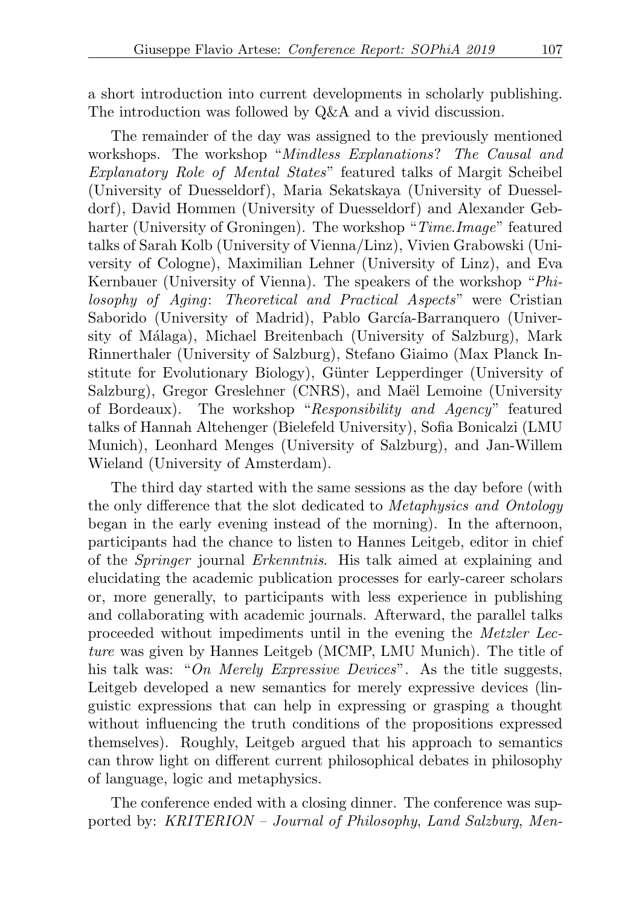a short introduction into current developments in scholarly publishing. The introduction was followed by Q&A and a vivid discussion.

The remainder of the day was assigned to the previously mentioned workshops. The workshop "*Mindless Explanations? The Causal and Explanatory Role of Mental States*" featured talks of Margit Scheibel (University of Duesseldorf), Maria Sekatskaya (University of Duesseldorf), David Hommen (University of Duesseldorf) and Alexander Gebharter (University of Groningen). The workshop "*Time.Image*" featured talks of Sarah Kolb (University of Vienna/Linz), Vivien Grabowski (University of Cologne), Maximilian Lehner (University of Linz), and Eva Kernbauer (University of Vienna). The speakers of the workshop "*Philosophy of Aging: Theoretical and Practical Aspects*" were Cristian Saborido (University of Madrid), Pablo García-Barranquero (University of Málaga), Michael Breitenbach (University of Salzburg), Mark Rinnerthaler (University of Salzburg), Stefano Giaimo (Max Planck Institute for Evolutionary Biology), Günter Lepperdinger (University of Salzburg), Gregor Greslehner (CNRS), and Maël Lemoine (University of Bordeaux). The workshop "*Responsibility and Agency*" featured talks of Hannah Altehenger (Bielefeld University), Sofia Bonicalzi (LMU Munich), Leonhard Menges (University of Salzburg), and Jan-Willem Wieland (University of Amsterdam).

The third day started with the same sessions as the day before (with the only difference that the slot dedicated to *Metaphysics and Ontology* began in the early evening instead of the morning). In the afternoon, participants had the chance to listen to Hannes Leitgeb, editor in chief of the *Springer* journal *Erkenntnis*. His talk aimed at explaining and elucidating the academic publication processes for early-career scholars or, more generally, to participants with less experience in publishing and collaborating with academic journals. Afterward, the parallel talks proceeded without impediments until in the evening the *Metzler Lecture* was given by Hannes Leitgeb (MCMP, LMU Munich). The title of his talk was: "*On Merely Expressive Devices*". As the title suggests, Leitgeb developed a new semantics for merely expressive devices (linguistic expressions that can help in expressing or grasping a thought without influencing the truth conditions of the propositions expressed themselves). Roughly, Leitgeb argued that his approach to semantics can throw light on different current philosophical debates in philosophy of language, logic and metaphysics.

The conference ended with a closing dinner. The conference was supported by: *KRITERION – Journal of Philosophy*, *Land Salzburg*, *Men-*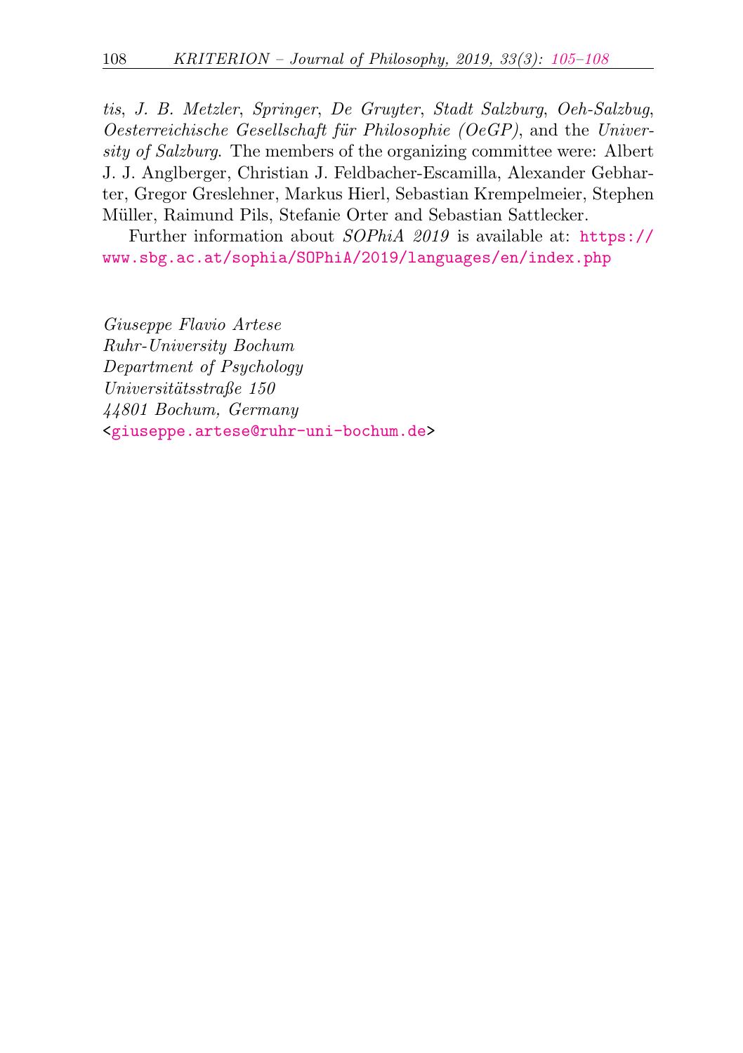*tis*, *J. B. Metzler*, *Springer*, *De Gruyter*, *Stadt Salzburg*, *Oeh-Salzbug*, *Oesterreichische Gesellschaft für Philosophie (OeGP)*, and the *University of Salzburg*. The members of the organizing committee were: Albert J. J. Anglberger, Christian J. Feldbacher-Escamilla, Alexander Gebharter, Gregor Greslehner, Markus Hierl, Sebastian Krempelmeier, Stephen Müller, Raimund Pils, Stefanie Orter and Sebastian Sattlecker.

Further information about *SOPhiA 2019* is available at: https://www.sbg.ac.at/sophia/SOPhiA/2019/languages/en/index.php

*Giuseppe Flavio Artese*
*Ruhr-University Bochum*
*Department of Psychology*
*Universitätsstraße 150*
*44801 Bochum, Germany*
<giuseppe.artese@ruhr-uni-bochum.de>